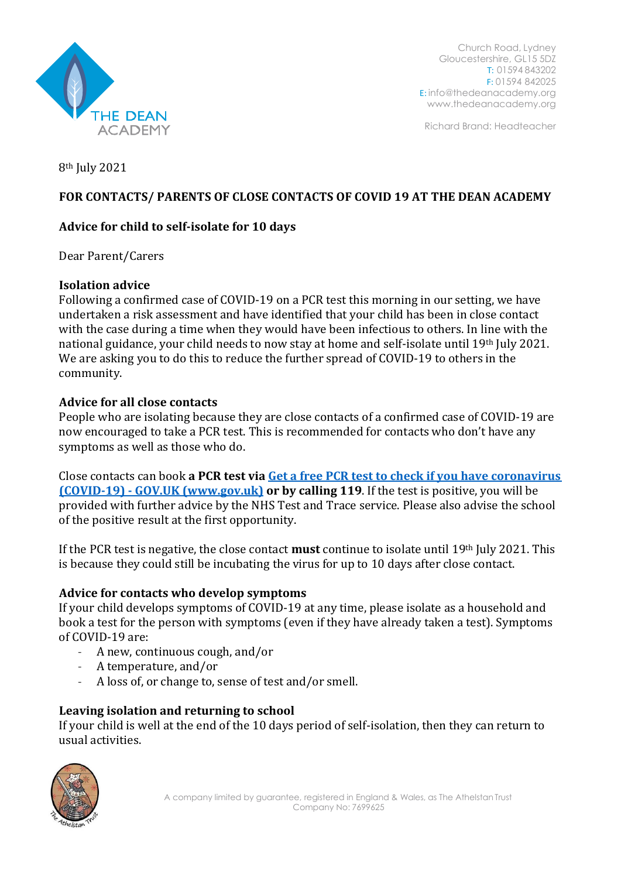THE DEAN ACADEMY

Church Road, Lydney
Gloucestershire, GL15 5DZ
T: 01594 843202
F: 01594 842025
E: info@thedeanacademy.org
www.thedeanacademy.org

Richard Brand: Headteacher

8th July 2021

**FOR CONTACTS/ PARENTS OF CLOSE CONTACTS OF COVID 19 AT THE DEAN ACADEMY**

**Advice for child to self-isolate for 10 days**

Dear Parent/Carers

**Isolation advice**

Following a confirmed case of COVID-19 on a PCR test this morning in our setting, we have undertaken a risk assessment and have identified that your child has been in close contact with the case during a time when they would have been infectious to others. In line with the national guidance, your child needs to now stay at home and self-isolate until 19th July 2021. We are asking you to do this to reduce the further spread of COVID-19 to others in the community.

**Advice for all close contacts**

People who are isolating because they are close contacts of a confirmed case of COVID-19 are now encouraged to take a PCR test. This is recommended for contacts who don't have any symptoms as well as those who do.

Close contacts can book **a PCR test via [Get a free PCR test to check if you have coronavirus (COVID-19) - GOV.UK (www.gov.uk)](https://www.gov.uk) or by calling 119**. If the test is positive, you will be provided with further advice by the NHS Test and Trace service. Please also advise the school of the positive result at the first opportunity.

If the PCR test is negative, the close contact **must** continue to isolate until 19th July 2021. This is because they could still be incubating the virus for up to 10 days after close contact.

**Advice for contacts who develop symptoms**

If your child develops symptoms of COVID-19 at any time, please isolate as a household and book a test for the person with symptoms (even if they have already taken a test). Symptoms of COVID-19 are:

- A new, continuous cough, and/or
- A temperature, and/or
- A loss of, or change to, sense of test and/or smell.

**Leaving isolation and returning to school**

If your child is well at the end of the 10 days period of self-isolation, then they can return to usual activities.

A company limited by guarantee, registered in England & Wales, as The Athelstan Trust
Company No: 7699625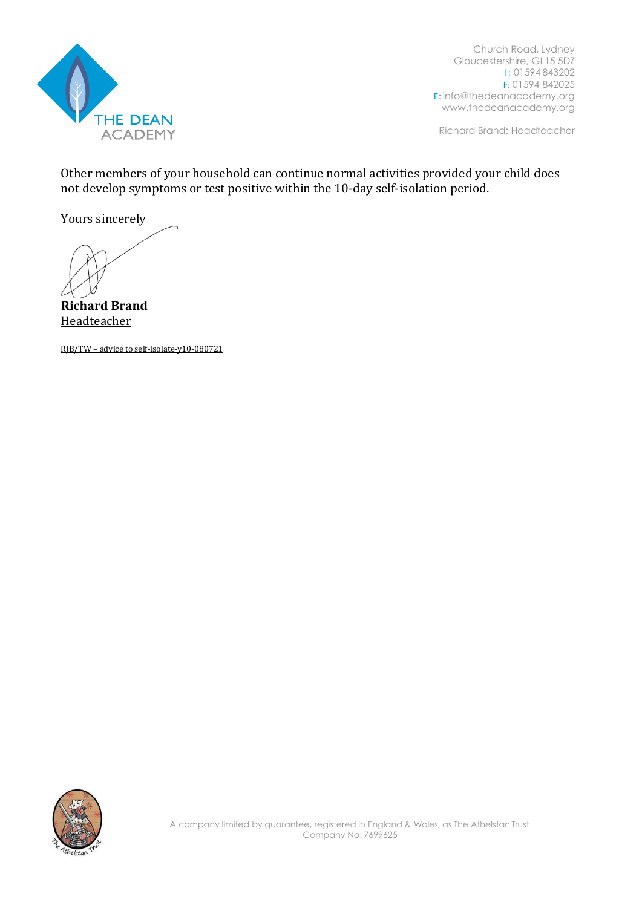Other members of your household can continue normal activities provided your child does not develop symptoms or test positive within the 10-day self-isolation period.

Yours sincerely

**Richard Brand**
Headteacher

RJB/TW – advice to self-isolate-y10-080721